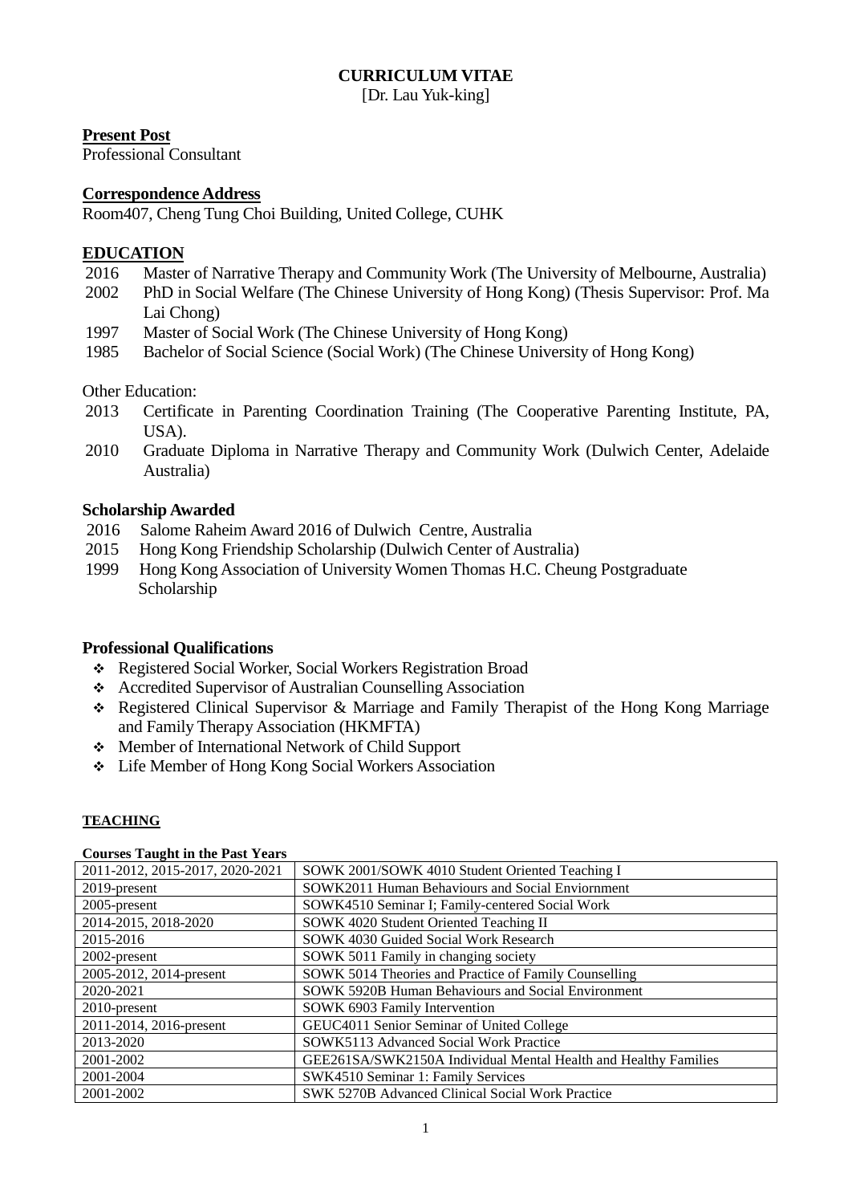# CURRICULUM VITAE

[Dr. Lau Yuk-king]

**Present Post**

Professional Consultant

**Correspondence Address**

Room407, Cheng Tung Choi Building, United College, CUHK

## EDUCATION

2016 Master of Narrative Therapy and Community Work (The University of Melbourne, Australia)

2002 PhD in Social Welfare (The Chinese University of Hong Kong) (Thesis Supervisor: Prof. Ma Lai Chong)

1997 Master of Social Work (The Chinese University of Hong Kong)

1985 Bachelor of Social Science (Social Work) (The Chinese University of Hong Kong)

Other Education:

2013 Certificate in Parenting Coordination Training (The Cooperative Parenting Institute, PA, USA).

2010 Graduate Diploma in Narrative Therapy and Community Work (Dulwich Center, Adelaide Australia)

**Scholarship Awarded**

2016 Salome Raheim Award 2016 of Dulwich Centre, Australia

2015 Hong Kong Friendship Scholarship (Dulwich Center of Australia)

1999 Hong Kong Association of University Women Thomas H.C. Cheung Postgraduate Scholarship

**Professional Qualifications**

- Registered Social Worker, Social Workers Registration Broad
- Accredited Supervisor of Australian Counselling Association
- Registered Clinical Supervisor & Marriage and Family Therapist of the Hong Kong Marriage and Family Therapy Association (HKMFTA)
- Member of International Network of Child Support
- Life Member of Hong Kong Social Workers Association

## TEACHING

**Courses Taught in the Past Years**

| Years | Course |
|---|---|
| 2011-2012, 2015-2017, 2020-2021 | SOWK 2001/SOWK 4010 Student Oriented Teaching I |
| 2019-present | SOWK2011 Human Behaviours and Social Enviornment |
| 2005-present | SOWK4510 Seminar I; Family-centered Social Work |
| 2014-2015, 2018-2020 | SOWK 4020 Student Oriented Teaching II |
| 2015-2016 | SOWK 4030 Guided Social Work Research |
| 2002-present | SOWK 5011 Family in changing society |
| 2005-2012, 2014-present | SOWK 5014 Theories and Practice of Family Counselling |
| 2020-2021 | SOWK 5920B Human Behaviours and Social Environment |
| 2010-present | SOWK 6903 Family Intervention |
| 2011-2014, 2016-present | GEUC4011 Senior Seminar of United College |
| 2013-2020 | SOWK5113 Advanced Social Work Practice |
| 2001-2002 | GEE261SA/SWK2150A Individual Mental Health and Healthy Families |
| 2001-2004 | SWK4510 Seminar 1: Family Services |
| 2001-2002 | SWK 5270B Advanced Clinical Social Work Practice |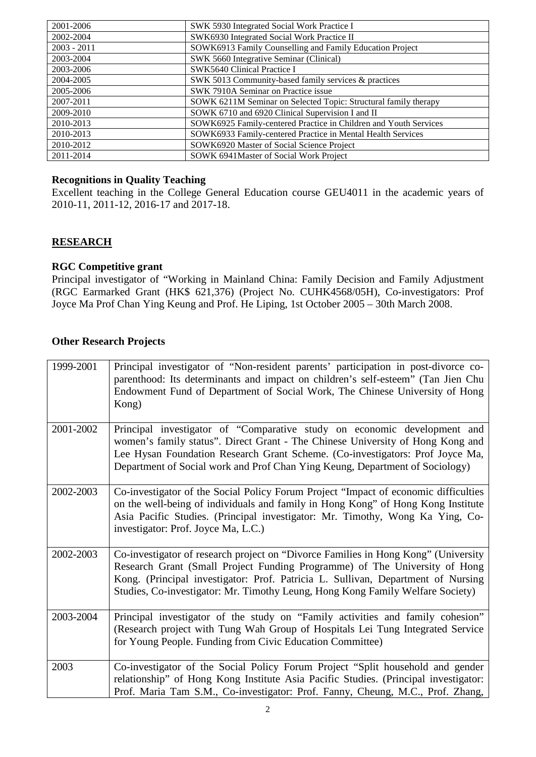| | |
|---|---|
| 2001-2006 | SWK 5930 Integrated Social Work Practice I |
| 2002-2004 | SWK6930 Integrated Social Work Practice II |
| 2003 - 2011 | SOWK6913 Family Counselling and Family Education Project |
| 2003-2004 | SWK 5660 Integrative Seminar (Clinical) |
| 2003-2006 | SWK5640 Clinical Practice I |
| 2004-2005 | SWK 5013 Community-based family services & practices |
| 2005-2006 | SWK 7910A Seminar on Practice issue |
| 2007-2011 | SOWK 6211M Seminar on Selected Topic: Structural family therapy |
| 2009-2010 | SOWK 6710 and 6920 Clinical Supervision I and II |
| 2010-2013 | SOWK6925 Family-centered Practice in Children and Youth Services |
| 2010-2013 | SOWK6933 Family-centered Practice in Mental Health Services |
| 2010-2012 | SOWK6920 Master of Social Science Project |
| 2011-2014 | SOWK 6941Master of Social Work Project |

**Recognitions in Quality Teaching**

Excellent teaching in the College General Education course GEU4011 in the academic years of 2010-11, 2011-12, 2016-17 and 2017-18.

## RESEARCH

**RGC Competitive grant**

Principal investigator of "Working in Mainland China: Family Decision and Family Adjustment (RGC Earmarked Grant (HK$ 621,376) (Project No. CUHK4568/05H), Co-investigators: Prof Joyce Ma Prof Chan Ying Keung and Prof. He Liping, 1st October 2005 – 30th March 2008.

**Other Research Projects**

| | |
|---|---|
| 1999-2001 | Principal investigator of "Non-resident parents' participation in post-divorce co-parenthood: Its determinants and impact on children's self-esteem" (Tan Jien Chu Endowment Fund of Department of Social Work, The Chinese University of Hong Kong) |
| 2001-2002 | Principal investigator of "Comparative study on economic development and women's family status". Direct Grant - The Chinese University of Hong Kong and Lee Hysan Foundation Research Grant Scheme. (Co-investigators: Prof Joyce Ma, Department of Social work and Prof Chan Ying Keung, Department of Sociology) |
| 2002-2003 | Co-investigator of the Social Policy Forum Project "Impact of economic difficulties on the well-being of individuals and family in Hong Kong" of Hong Kong Institute Asia Pacific Studies. (Principal investigator: Mr. Timothy, Wong Ka Ying, Co-investigator: Prof. Joyce Ma, L.C.) |
| 2002-2003 | Co-investigator of research project on "Divorce Families in Hong Kong" (University Research Grant (Small Project Funding Programme) of The University of Hong Kong. (Principal investigator: Prof. Patricia L. Sullivan, Department of Nursing Studies, Co-investigator: Mr. Timothy Leung, Hong Kong Family Welfare Society) |
| 2003-2004 | Principal investigator of the study on "Family activities and family cohesion" (Research project with Tung Wah Group of Hospitals Lei Tung Integrated Service for Young People. Funding from Civic Education Committee) |
| 2003 | Co-investigator of the Social Policy Forum Project "Split household and gender relationship" of Hong Kong Institute Asia Pacific Studies. (Principal investigator: Prof. Maria Tam S.M., Co-investigator: Prof. Fanny, Cheung, M.C., Prof. Zhang, |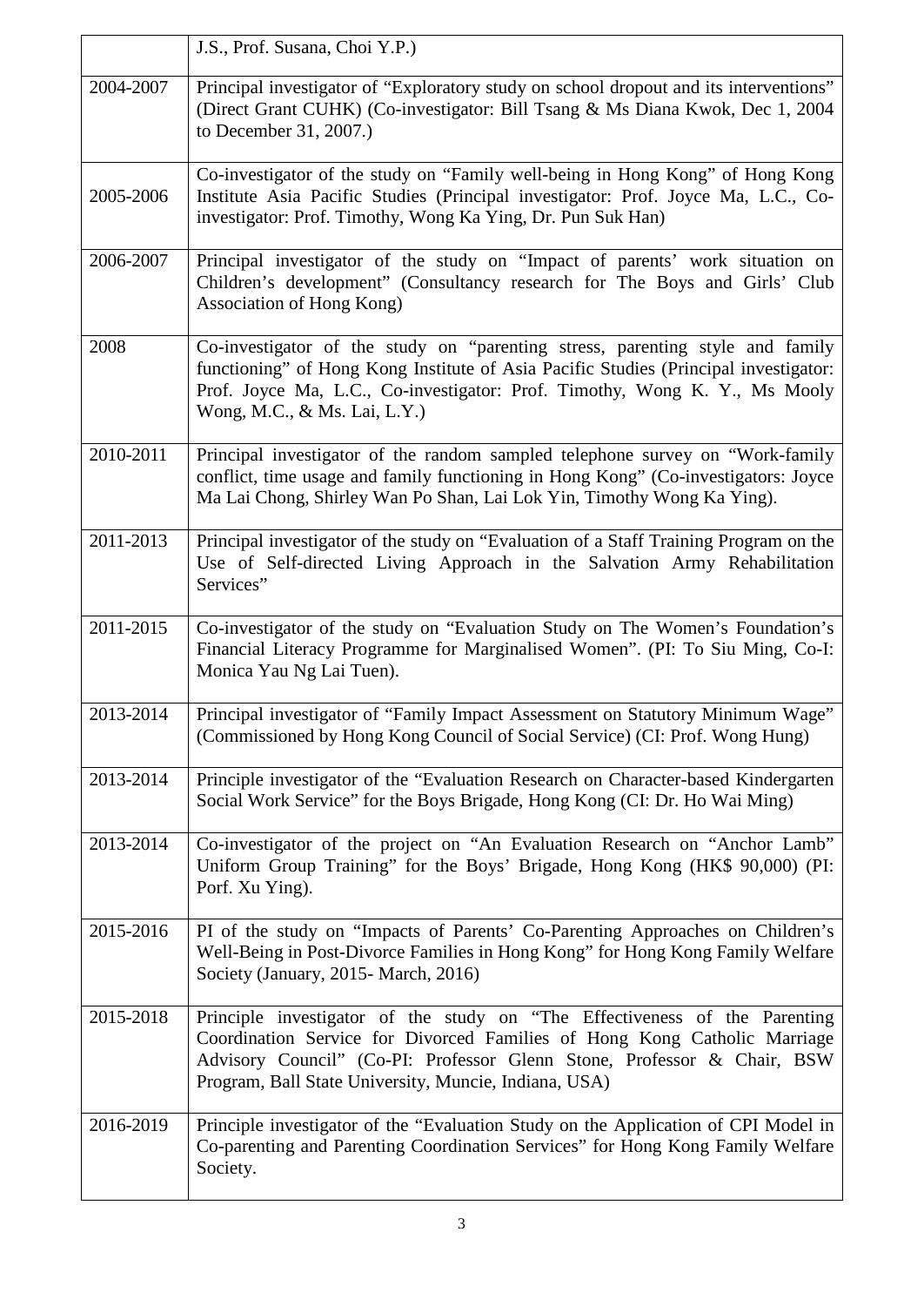| | |
|---|---|
| | J.S., Prof. Susana, Choi Y.P.) |
| 2004-2007 | Principal investigator of "Exploratory study on school dropout and its interventions" (Direct Grant CUHK) (Co-investigator: Bill Tsang & Ms Diana Kwok, Dec 1, 2004 to December 31, 2007.) |
| 2005-2006 | Co-investigator of the study on "Family well-being in Hong Kong" of Hong Kong Institute Asia Pacific Studies (Principal investigator: Prof. Joyce Ma, L.C., Co-investigator: Prof. Timothy, Wong Ka Ying, Dr. Pun Suk Han) |
| 2006-2007 | Principal investigator of the study on "Impact of parents' work situation on Children's development" (Consultancy research for The Boys and Girls' Club Association of Hong Kong) |
| 2008 | Co-investigator of the study on "parenting stress, parenting style and family functioning" of Hong Kong Institute of Asia Pacific Studies (Principal investigator: Prof. Joyce Ma, L.C., Co-investigator: Prof. Timothy, Wong K. Y., Ms Mooly Wong, M.C., & Ms. Lai, L.Y.) |
| 2010-2011 | Principal investigator of the random sampled telephone survey on "Work-family conflict, time usage and family functioning in Hong Kong" (Co-investigators: Joyce Ma Lai Chong, Shirley Wan Po Shan, Lai Lok Yin, Timothy Wong Ka Ying). |
| 2011-2013 | Principal investigator of the study on "Evaluation of a Staff Training Program on the Use of Self-directed Living Approach in the Salvation Army Rehabilitation Services" |
| 2011-2015 | Co-investigator of the study on "Evaluation Study on The Women's Foundation's Financial Literacy Programme for Marginalised Women". (PI: To Siu Ming, Co-I: Monica Yau Ng Lai Tuen). |
| 2013-2014 | Principal investigator of "Family Impact Assessment on Statutory Minimum Wage" (Commissioned by Hong Kong Council of Social Service) (CI: Prof. Wong Hung) |
| 2013-2014 | Principle investigator of the "Evaluation Research on Character-based Kindergarten Social Work Service" for the Boys Brigade, Hong Kong (CI: Dr. Ho Wai Ming) |
| 2013-2014 | Co-investigator of the project on "An Evaluation Research on "Anchor Lamb" Uniform Group Training" for the Boys' Brigade, Hong Kong (HK$ 90,000) (PI: Porf. Xu Ying). |
| 2015-2016 | PI of the study on "Impacts of Parents' Co-Parenting Approaches on Children's Well-Being in Post-Divorce Families in Hong Kong" for Hong Kong Family Welfare Society (January, 2015- March, 2016) |
| 2015-2018 | Principle investigator of the study on "The Effectiveness of the Parenting Coordination Service for Divorced Families of Hong Kong Catholic Marriage Advisory Council" (Co-PI: Professor Glenn Stone, Professor & Chair, BSW Program, Ball State University, Muncie, Indiana, USA) |
| 2016-2019 | Principle investigator of the "Evaluation Study on the Application of CPI Model in Co-parenting and Parenting Coordination Services" for Hong Kong Family Welfare Society. |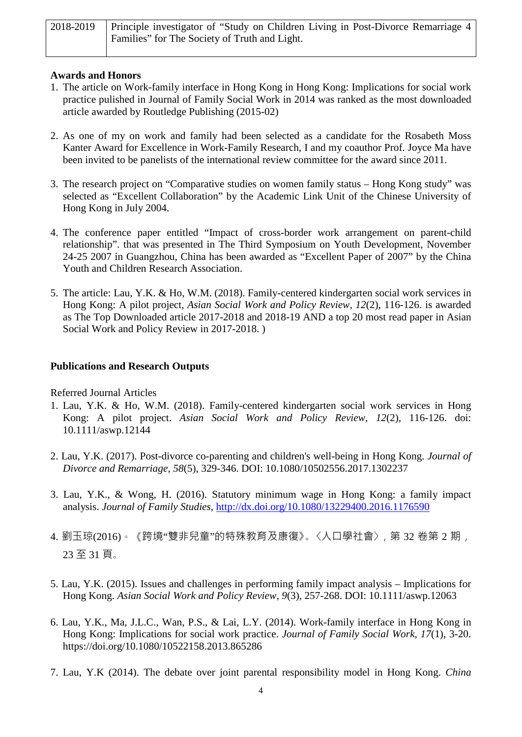| 2018-2019 | Principle investigator of "Study on Children Living in Post-Divorce Remarriage 4 Families" for The Society of Truth and Light. |
|---|---|

**Awards and Honors**

1. The article on Work-family interface in Hong Kong in Hong Kong: Implications for social work practice pulished in Journal of Family Social Work in 2014 was ranked as the most downloaded article awarded by Routledge Publishing (2015-02)

2. As one of my on work and family had been selected as a candidate for the Rosabeth Moss Kanter Award for Excellence in Work-Family Research, I and my coauthor Prof. Joyce Ma have been invited to be panelists of the international review committee for the award since 2011.

3. The research project on "Comparative studies on women family status – Hong Kong study" was selected as "Excellent Collaboration" by the Academic Link Unit of the Chinese University of Hong Kong in July 2004.

4. The conference paper entitled "Impact of cross-border work arrangement on parent-child relationship". that was presented in The Third Symposium on Youth Development, November 24-25 2007 in Guangzhou, China has been awarded as "Excellent Paper of 2007" by the China Youth and Children Research Association.

5. The article: Lau, Y.K. & Ho, W.M. (2018). Family-centered kindergarten social work services in Hong Kong: A pilot project, *Asian Social Work and Policy Review*, *12*(2), 116-126. is awarded as The Top Downloaded article 2017-2018 and 2018-19 AND a top 20 most read paper in Asian Social Work and Policy Review in 2017-2018. )

**Publications and Research Outputs**

Referred Journal Articles

1. Lau, Y.K. & Ho, W.M. (2018). Family-centered kindergarten social work services in Hong Kong: A pilot project. *Asian Social Work and Policy Review, 12*(2), 116-126. doi: 10.1111/aswp.12144

2. Lau, Y.K. (2017). Post-divorce co-parenting and children's well-being in Hong Kong. *Journal of Divorce and Remarriage, 58*(5), 329-346. DOI: 10.1080/10502556.2017.1302237

3. Lau, Y.K., & Wong, H. (2016). Statutory minimum wage in Hong Kong: a family impact analysis. *Journal of Family Studies*, http://dx.doi.org/10.1080/13229400.2016.1176590

4. 劉玉琼(2016)。《跨境"雙非兒童"的特殊教育及康復》。〈人口學社會〉，第 32 卷第 2 期，23 至 31 頁。

5. Lau, Y.K. (2015). Issues and challenges in performing family impact analysis – Implications for Hong Kong. *Asian Social Work and Policy Review*, *9*(3), 257-268. DOI: 10.1111/aswp.12063

6. Lau, Y.K., Ma, J.L.C., Wan, P.S., & Lai, L.Y. (2014). Work-family interface in Hong Kong in Hong Kong: Implications for social work practice. *Journal of Family Social Work*, *17*(1), 3-20. https://doi.org/10.1080/10522158.2013.865286

7. Lau, Y.K (2014). The debate over joint parental responsibility model in Hong Kong. *China*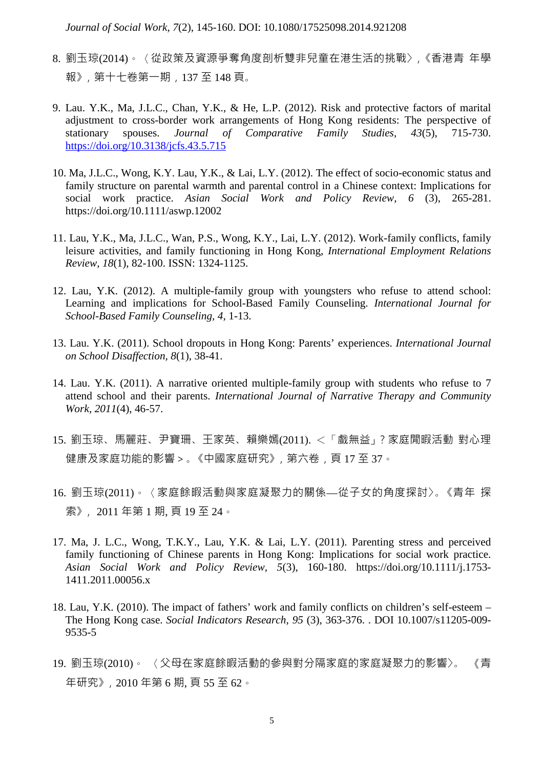*Journal of Social Work, 7*(2), 145-160. DOI: 10.1080/17525098.2014.921208

8. 劉玉琼(2014)。〈從政策及資源爭奪角度剖析雙非兒童在港生活的挑戰〉,《香港青 年學報》, 第十七卷第一期, 137 至 148 頁。

9. Lau. Y.K., Ma, J.L.C., Chan, Y.K., & He, L.P. (2012). Risk and protective factors of marital adjustment to cross-border work arrangements of Hong Kong residents: The perspective of stationary spouses. *Journal of Comparative Family Studies, 43*(5), 715-730. https://doi.org/10.3138/jcfs.43.5.715

10. Ma, J.L.C., Wong, K.Y. Lau, Y.K., & Lai, L.Y. (2012). The effect of socio-economic status and family structure on parental warmth and parental control in a Chinese context: Implications for social work practice. *Asian Social Work and Policy Review, 6* (3), 265-281. https://doi.org/10.1111/aswp.12002

11. Lau, Y.K., Ma, J.L.C., Wan, P.S., Wong, K.Y., Lai, L.Y. (2012). Work-family conflicts, family leisure activities, and family functioning in Hong Kong, *International Employment Relations Review, 18*(1), 82-100. ISSN: 1324-1125.

12. Lau, Y.K. (2012). A multiple-family group with youngsters who refuse to attend school: Learning and implications for School-Based Family Counseling. *International Journal for School-Based Family Counseling, 4,* 1-13.

13. Lau. Y.K. (2011). School dropouts in Hong Kong: Parents' experiences. *International Journal on School Disaffection, 8*(1), 38-41.

14. Lau. Y.K. (2011). A narrative oriented multiple-family group with students who refuse to 7 attend school and their parents. *International Journal of Narrative Therapy and Community Work, 2011*(4), 46-57.

15. 劉玉琼、馬麗莊、尹寶珊、王家英、賴樂嫣(2011). <「戲無益」? 家庭閒暇活動 對心理健康及家庭功能的影響>。《中國家庭研究》, 第六卷, 頁 17 至 37。

16. 劉玉琼(2011)。〈家庭餘暇活動與家庭凝聚力的關係—從子女的角度探討〉。《青年 探索》, 2011 年第 1 期, 頁 19 至 24。

17. Ma, J. L.C., Wong, T.K.Y., Lau, Y.K. & Lai, L.Y. (2011). Parenting stress and perceived family functioning of Chinese parents in Hong Kong: Implications for social work practice. *Asian Social Work and Policy Review, 5*(3), 160-180. https://doi.org/10.1111/j.1753-1411.2011.00056.x

18. Lau, Y.K. (2010). The impact of fathers' work and family conflicts on children's self-esteem – The Hong Kong case. *Social Indicators Research, 95* (3), 363-376. . DOI 10.1007/s11205-009-9535-5

19. 劉玉琼(2010)。 〈父母在家庭餘暇活動的參與對分隔家庭的家庭凝聚力的影響〉。 《青年研究》, 2010 年第 6 期, 頁 55 至 62。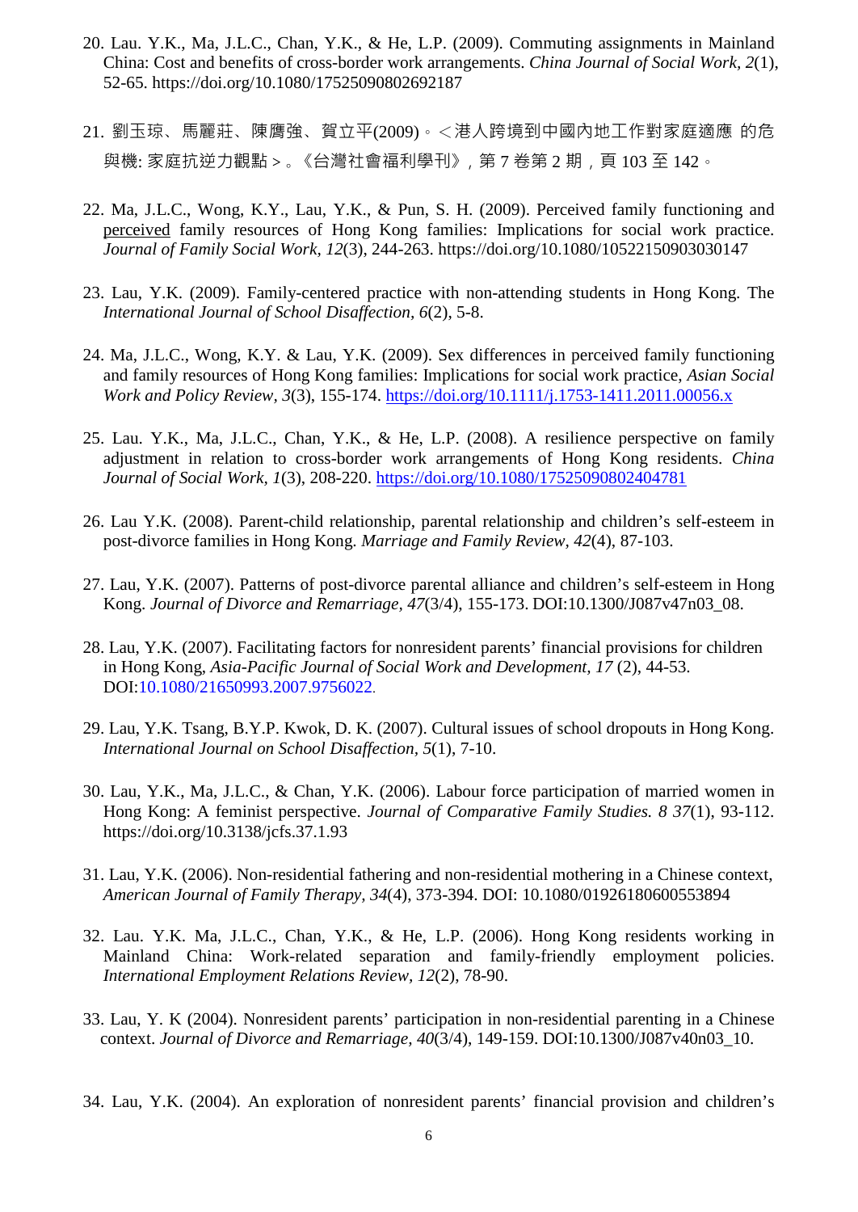20. Lau. Y.K., Ma, J.L.C., Chan, Y.K., & He, L.P. (2009). Commuting assignments in Mainland China: Cost and benefits of cross-border work arrangements. *China Journal of Social Work, 2*(1), 52-65. https://doi.org/10.1080/17525090802692187

21. 劉玉琼、馬麗莊、陳膺強、賀立平(2009)。<港人跨境到中國內地工作對家庭適應 的危與機: 家庭抗逆力觀點>。《台灣社會福利學刊》, 第 7 卷第 2 期，頁 103 至 142。

22. Ma, J.L.C., Wong, K.Y., Lau, Y.K., & Pun, S. H. (2009). Perceived family functioning and perceived family resources of Hong Kong families: Implications for social work practice. *Journal of Family Social Work, 12*(3), 244-263. https://doi.org/10.1080/10522150903030147

23. Lau, Y.K. (2009). Family-centered practice with non-attending students in Hong Kong. The *International Journal of School Disaffection, 6*(2), 5-8.

24. Ma, J.L.C., Wong, K.Y. & Lau, Y.K. (2009). Sex differences in perceived family functioning and family resources of Hong Kong families: Implications for social work practice, *Asian Social Work and Policy Review, 3*(3), 155-174. https://doi.org/10.1111/j.1753-1411.2011.00056.x

25. Lau. Y.K., Ma, J.L.C., Chan, Y.K., & He, L.P. (2008). A resilience perspective on family adjustment in relation to cross-border work arrangements of Hong Kong residents. *China Journal of Social Work, 1*(3), 208-220. https://doi.org/10.1080/17525090802404781

26. Lau Y.K. (2008). Parent-child relationship, parental relationship and children's self-esteem in post-divorce families in Hong Kong. *Marriage and Family Review, 42*(4), 87-103.

27. Lau, Y.K. (2007). Patterns of post-divorce parental alliance and children's self-esteem in Hong Kong. *Journal of Divorce and Remarriage, 47*(3/4), 155-173. DOI:10.1300/J087v47n03_08.

28. Lau, Y.K. (2007). Facilitating factors for nonresident parents' financial provisions for children in Hong Kong, *Asia-Pacific Journal of Social Work and Development, 17* (2), 44-53. DOI:10.1080/21650993.2007.9756022.

29. Lau, Y.K. Tsang, B.Y.P. Kwok, D. K. (2007). Cultural issues of school dropouts in Hong Kong. *International Journal on School Disaffection, 5*(1), 7-10.

30. Lau, Y.K., Ma, J.L.C., & Chan, Y.K. (2006). Labour force participation of married women in Hong Kong: A feminist perspective. *Journal of Comparative Family Studies. 8 37*(1), 93-112. https://doi.org/10.3138/jcfs.37.1.93

31. Lau, Y.K. (2006). Non-residential fathering and non-residential mothering in a Chinese context, *American Journal of Family Therapy, 34*(4), 373-394. DOI: 10.1080/01926180600553894

32. Lau. Y.K. Ma, J.L.C., Chan, Y.K., & He, L.P. (2006). Hong Kong residents working in Mainland China: Work-related separation and family-friendly employment policies. *International Employment Relations Review, 12*(2), 78-90.

33. Lau, Y. K (2004). Nonresident parents' participation in non-residential parenting in a Chinese context. *Journal of Divorce and Remarriage, 40*(3/4), 149-159. DOI:10.1300/J087v40n03_10.

34. Lau, Y.K. (2004). An exploration of nonresident parents' financial provision and children's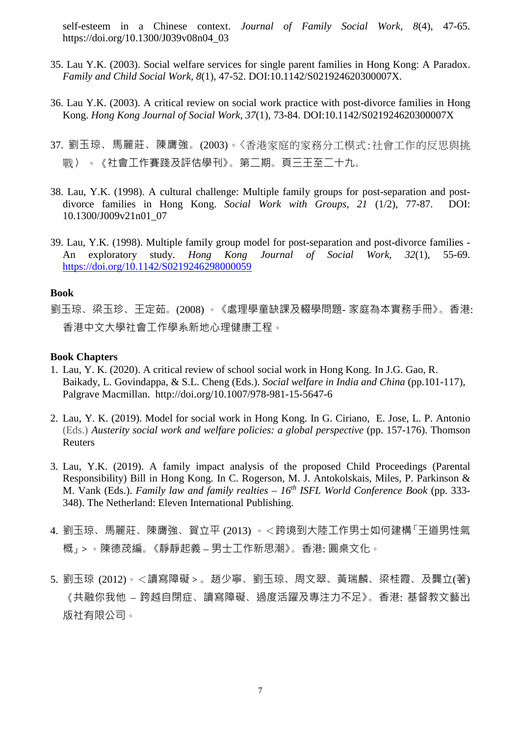self-esteem in a Chinese context. *Journal of Family Social Work, 8*(4), 47-65. https://doi.org/10.1300/J039v08n04_03

35. Lau Y.K. (2003). Social welfare services for single parent families in Hong Kong: A Paradox. *Family and Child Social Work, 8*(1), 47-52. DOI:10.1142/S021924620300007X.

36. Lau Y.K. (2003). A critical review on social work practice with post-divorce families in Hong Kong. *Hong Kong Journal of Social Work, 37*(1), 73-84. DOI:10.1142/S021924620300007X

37. 劉玉琼、馬麗莊、陳膺強。(2003)。〈香港家庭的家務分工模式:社會工作的反思與挑戰〉。《社會工作賽踐及評估學刊》。第二期。頁三王至二十九。

38. Lau, Y.K. (1998). A cultural challenge: Multiple family groups for post-separation and post-divorce families in Hong Kong. *Social Work with Groups, 21* (1/2), 77-87. DOI: 10.1300/J009v21n01_07

39. Lau, Y.K. (1998). Multiple family group model for post-separation and post-divorce families - An exploratory study. *Hong Kong Journal of Social Work, 32*(1), 55-69. https://doi.org/10.1142/S0219246298000059

**Book**

劉玉琼、梁玉珍、王定茹。(2008)。《處理學童缺課及輟學問題- 家庭為本實務手冊》。香港: 香港中文大學社會工作學系新地心理健康工程。

**Book Chapters**

1. Lau, Y. K. (2020). A critical review of school social work in Hong Kong. In J.G. Gao, R. Baikady, L. Govindappa, & S.L. Cheng (Eds.). *Social welfare in India and China* (pp.101-117), Palgrave Macmillan. http://doi.org/10.1007/978-981-15-5647-6

2. Lau, Y. K. (2019). Model for social work in Hong Kong. In G. Ciriano, E. Jose, L. P. Antonio (Eds.) *Austerity social work and welfare policies: a global perspective* (pp. 157-176). Thomson Reuters

3. Lau, Y.K. (2019). A family impact analysis of the proposed Child Proceedings (Parental Responsibility) Bill in Hong Kong. In C. Rogerson, M. J. Antokolskais, Miles, P. Parkinson & M. Vank (Eds.). *Family law and family realties – 16th ISFL World Conference Book* (pp. 333-348). The Netherland: Eleven International Publishing.

4. 劉玉琼、馬麗莊、陳膺強、賀立平 (2013) 。<跨境到大陸工作男士如何建構「王道男性氣概」>。陳德茂編。《靜靜起義 – 男士工作新思潮》。香港: 圓桌文化。

5. 劉玉琼 (2012)。<讀寫障礙>。趙少寧、劉玉琼、周文翠、黃瑞麟、梁桂霞、及龔立(著)《共融你我他 – 跨越自閉症、讀寫障礙、過度活躍及專注力不足》。香港: 基督教文藝出版社有限公司。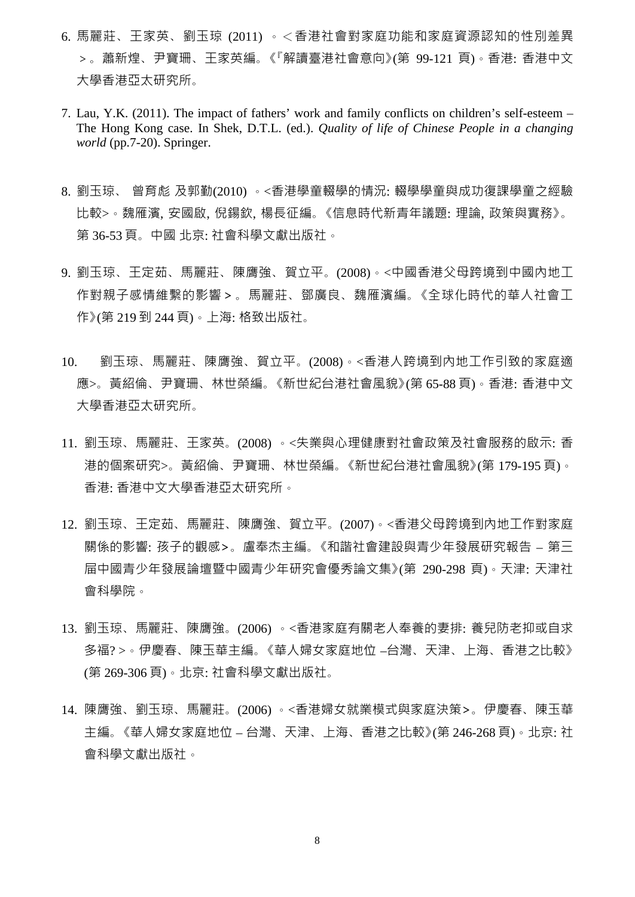6. 馬麗莊、王家英、劉玉琼 (2011) 。＜香港社會對家庭功能和家庭資源認知的性別差異＞。蕭新煌、尹寶珊、王家英編。《『解讀臺港社會意向》(第 99-121 頁)。香港: 香港中文大學香港亞太研究所。

7. Lau, Y.K. (2011). The impact of fathers' work and family conflicts on children's self-esteem – The Hong Kong case. In Shek, D.T.L. (ed.). *Quality of life of Chinese People in a changing world* (pp.7-20). Springer.

8. 劉玉琼、 曾育彪 及郭勤(2010) 。<香港學童輟學的情況: 輟學學童與成功復課學童之經驗比較>。魏雁濱, 安國啟, 倪錫欽, 楊長征編。《信息時代新青年議題: 理論, 政策與實務》。第 36-53 頁。中國 北京: 社會科學文獻出版社。

9. 劉玉琼、王定茹、馬麗莊、陳膺強、賀立平。(2008)。<中國香港父母跨境到中國內地工作對親子感情維繫的影響＞。馬麗莊、鄧廣良、魏雁濱編。《全球化時代的華人社會工作》(第 219 到 244 頁)。上海: 格致出版社。

10. 劉玉琼、馬麗莊、陳膺強、賀立平。(2008)。<香港人跨境到內地工作引致的家庭適應>。黃紹倫、尹寶珊、林世榮編。《新世紀台港社會風貌》(第 65-88 頁)。香港: 香港中文大學香港亞太研究所。

11. 劉玉琼、馬麗莊、王家英。(2008) 。<失業與心理健康對社會政策及社會服務的啟示: 香港的個案研究>。黃紹倫、尹寶珊、林世榮編。《新世紀台港社會風貌》(第 179-195 頁)。香港: 香港中文大學香港亞太研究所。

12. 劉玉琼、王定茹、馬麗莊、陳膺強、賀立平。(2007)。<香港父母跨境到內地工作對家庭關係的影響: 孩子的觀感>。盧奉杰主編。《和諧社會建設與青少年發展研究報告 – 第三屆中國青少年發展論壇暨中國青少年研究會優秀論文集》(第 290-298 頁)。天津: 天津社會科學院。

13. 劉玉琼、馬麗莊、陳膺強。(2006) 。<香港家庭有關老人奉養的妻排: 養兒防老抑或自求多福?＞。伊慶春、陳玉華主編。《華人婦女家庭地位 –台灣、天津、上海、香港之比較》(第 269-306 頁)。北京: 社會科學文獻出版社。

14. 陳膺強、劉玉琼、馬麗莊。(2006) 。<香港婦女就業模式與家庭決策>。伊慶春、陳玉華主編。《華人婦女家庭地位 – 台灣、天津、上海、香港之比較》(第 246-268 頁)。北京: 社會科學文獻出版社。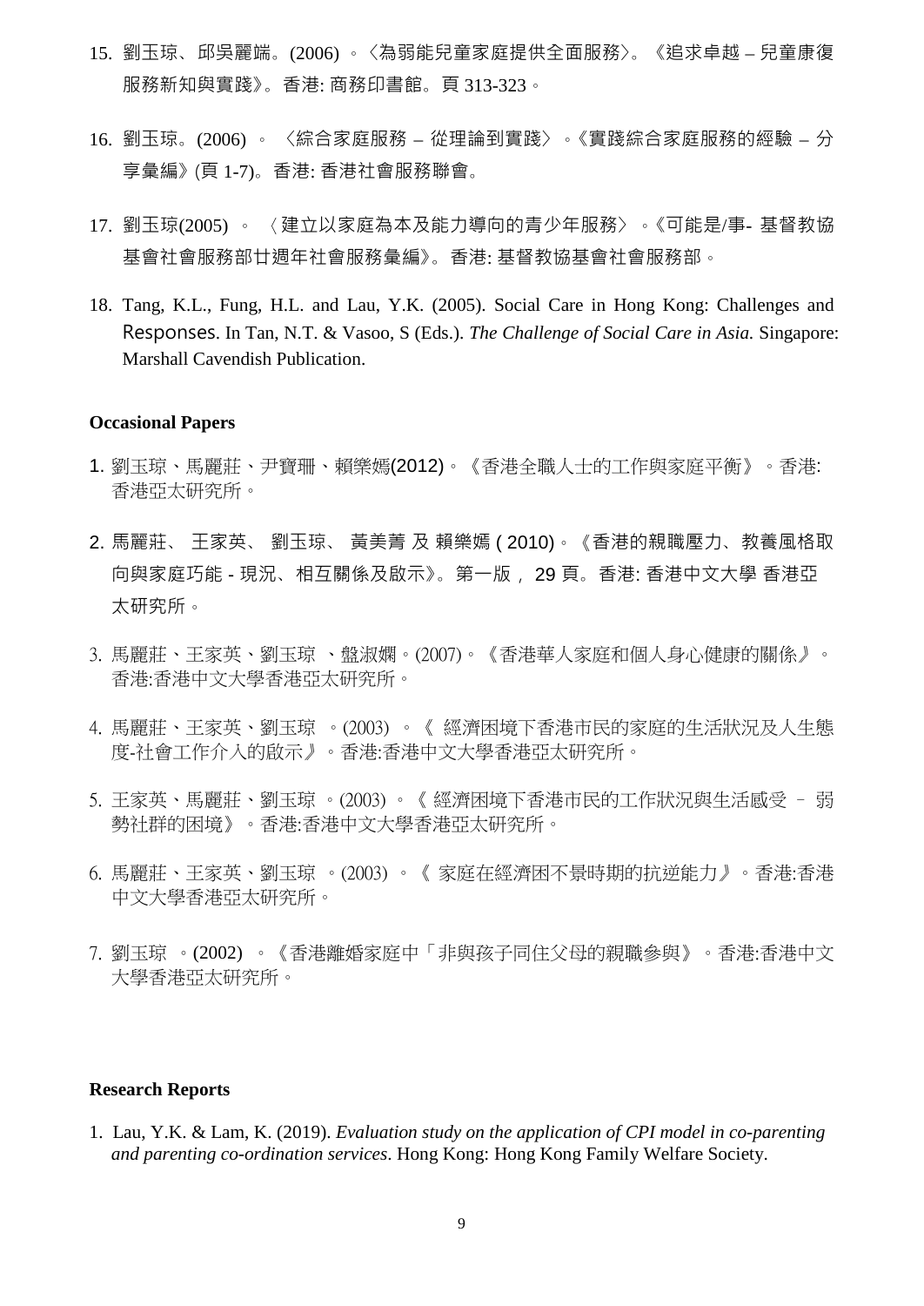15. 劉玉琼、邱吳麗端。(2006) 。〈為弱能兒童家庭提供全面服務〉。《追求卓越 – 兒童康復服務新知與實踐》。香港: 商務印書館。頁 313-323。

16. 劉玉琼。(2006) 。 〈綜合家庭服務 – 從理論到實踐〉。《實踐綜合家庭服務的經驗 – 分享彙編》(頁 1-7)。香港: 香港社會服務聯會。

17. 劉玉琼(2005) 。 〈建立以家庭為本及能力導向的青少年服務〉。《可能是/事- 基督教協基會社會服務部廿週年社會服務彙編》。 香港: 基督教協基會社會服務部。

18. Tang, K.L., Fung, H.L. and Lau, Y.K. (2005). Social Care in Hong Kong: Challenges and Responses. In Tan, N.T. & Vasoo, S (Eds.). *The Challenge of Social Care in Asia.* Singapore: Marshall Cavendish Publication.

**Occasional Papers**

1. 劉玉琼、馬麗莊、尹寶珊、賴樂嫣(2012)。《香港全職人士的工作與家庭平衡》。香港: 香港亞太研究所。

2. 馬麗莊、 王家英、 劉玉琼、 黃美菁 及 賴樂嫣 ( 2010)。《香港的親職壓力、教養風格取向與家庭巧能 - 現況、相互關係及啟示》。第一版， 29 頁。香港: 香港中文大學 香港亞太研究所。

3. 馬麗莊、王家英、劉玉琼 、盤淑嫻。(2007)。《香港華人家庭和個人身心健康的關係』。香港:香港中文大學香港亞太研究所。

4. 馬麗莊、王家英、劉玉琼 。(2003) 。《 經濟困境下香港市民的家庭的生活狀況及人生態度-社會工作介入的啟示』。香港:香港中文大學香港亞太研究所。

5. 王家英、馬麗莊、劉玉琼 。(2003) 。《 經濟困境下香港市民的工作狀況與生活感受 – 弱勢社群的困境》。香港:香港中文大學香港亞太研究所。

6. 馬麗莊、王家英、劉玉琼 。(2003) 。《 家庭在經濟困不景時期的抗逆能力』。香港:香港中文大學香港亞太研究所。

7. 劉玉琼 。(2002) 。《香港離婚家庭中「非與孩子同住父母的親職參與》。香港:香港中文大學香港亞太研究所。

**Research Reports**

1. Lau, Y.K. & Lam, K. (2019). *Evaluation study on the application of CPI model in co-parenting and parenting co-ordination services.* Hong Kong: Hong Kong Family Welfare Society.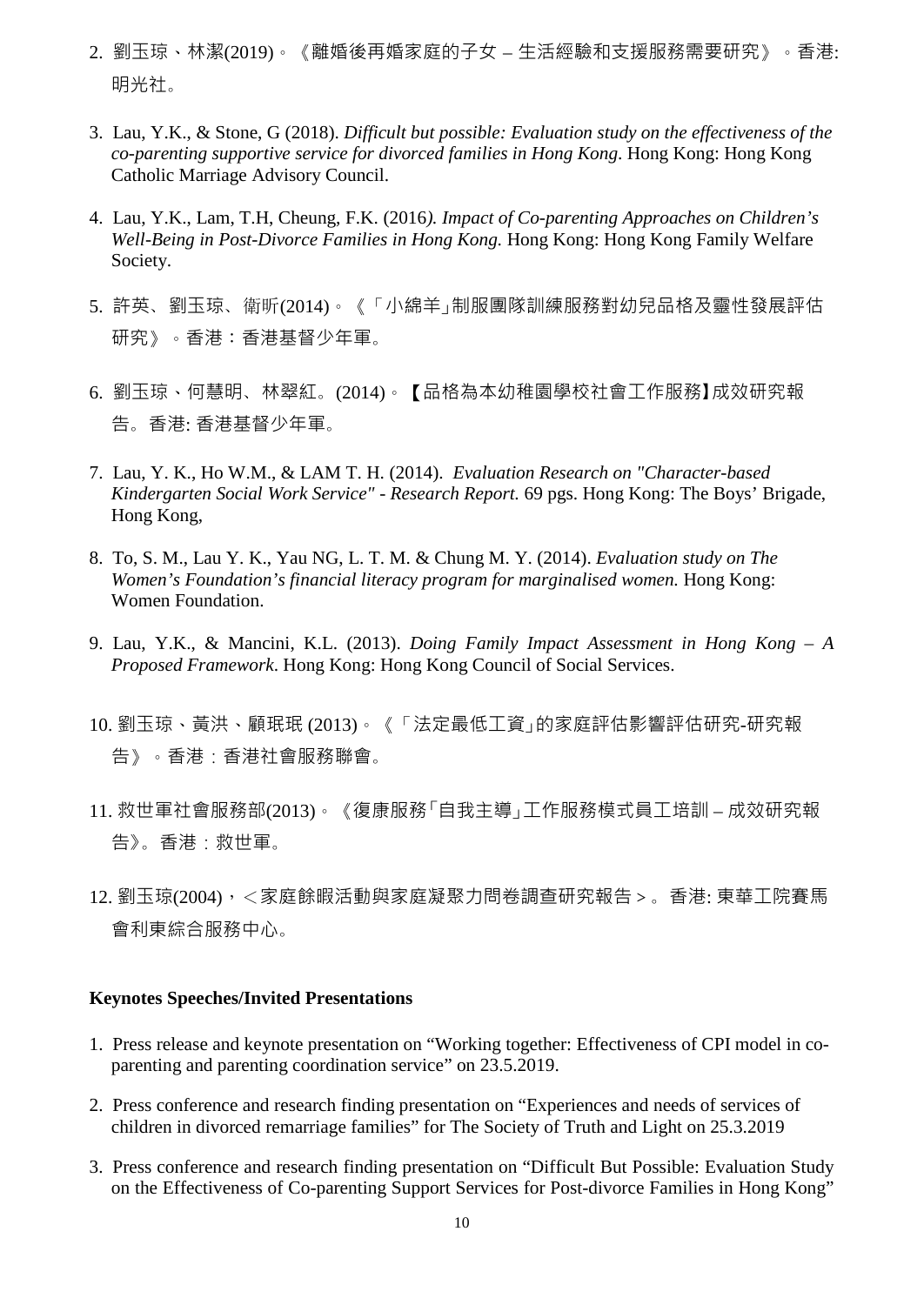2. 劉玉琼、林潔(2019)。《離婚後再婚家庭的子女 – 生活經驗和支援服務需要研究》。香港: 明光社。

3. Lau, Y.K., & Stone, G (2018). *Difficult but possible: Evaluation study on the effectiveness of the co-parenting supportive service for divorced families in Hong Kong*. Hong Kong: Hong Kong Catholic Marriage Advisory Council.

4. Lau, Y.K., Lam, T.H, Cheung, F.K. (2016*). Impact of Co-parenting Approaches on Children's Well-Being in Post-Divorce Families in Hong Kong.* Hong Kong: Hong Kong Family Welfare Society.

5. 許英、劉玉琼、衛昕(2014)。《「小綿羊」制服團隊訓練服務對幼兒品格及靈性發展評估研究》。香港：香港基督少年軍。

6. 劉玉琼、何慧明、林翠紅。(2014)。【品格為本幼稚園學校社會工作服務】成效研究報告。香港: 香港基督少年軍。

7. Lau, Y. K., Ho W.M., & LAM T. H. (2014). *Evaluation Research on "Character-based Kindergarten Social Work Service" - Research Report.* 69 pgs. Hong Kong: The Boys' Brigade, Hong Kong,

8. To, S. M., Lau Y. K., Yau NG, L. T. M. & Chung M. Y. (2014). *Evaluation study on The Women's Foundation's financial literacy program for marginalised women.* Hong Kong: Women Foundation.

9. Lau, Y.K., & Mancini, K.L. (2013). *Doing Family Impact Assessment in Hong Kong – A Proposed Framework*. Hong Kong: Hong Kong Council of Social Services.

10. 劉玉琼、黃洪、顧珉珉 (2013)。《「法定最低工資」的家庭評估影響評估研究-研究報告》。香港：香港社會服務聯會。

11. 救世軍社會服務部(2013)。《復康服務「自我主導」工作服務模式員工培訓 – 成效研究報告》。香港：救世軍。

12. 劉玉琼(2004)，＜家庭餘暇活動與家庭凝聚力問卷調查研究報告＞。香港: 東華工院賽馬會利東綜合服務中心。

**Keynotes Speeches/Invited Presentations**

1. Press release and keynote presentation on "Working together: Effectiveness of CPI model in co-parenting and parenting coordination service" on 23.5.2019.

2. Press conference and research finding presentation on "Experiences and needs of services of children in divorced remarriage families" for The Society of Truth and Light on 25.3.2019

3. Press conference and research finding presentation on "Difficult But Possible: Evaluation Study on the Effectiveness of Co-parenting Support Services for Post-divorce Families in Hong Kong"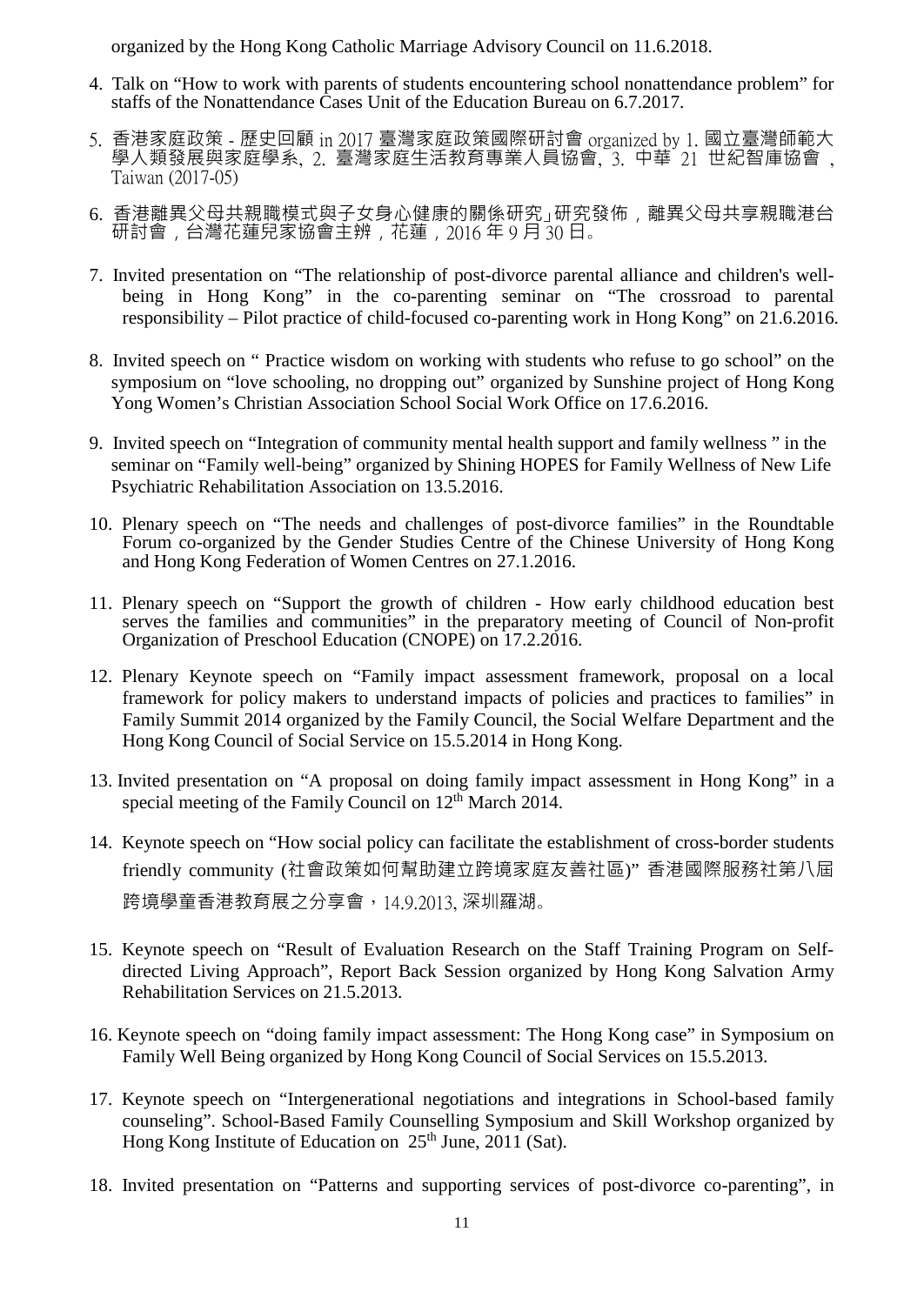organized by the Hong Kong Catholic Marriage Advisory Council on 11.6.2018.

4. Talk on "How to work with parents of students encountering school nonattendance problem" for staffs of the Nonattendance Cases Unit of the Education Bureau on 6.7.2017.

5. 香港家庭政策 - 歷史回顧 in 2017 臺灣家庭政策國際研討會 organized by 1. 國立臺灣師範大學人類發展與家庭學系, 2. 臺灣家庭生活教育專業人員協會, 3. 中華 21 世紀智庫協會，Taiwan (2017-05)

6. 香港離異父母共親職模式與子女身心健康的關係研究」研究發佈，離異父母共享親職港台研討會，台灣花蓮兒家協會主辦，花蓮，2016 年 9 月 30 日。

7. Invited presentation on "The relationship of post-divorce parental alliance and children's well-being in Hong Kong" in the co-parenting seminar on "The crossroad to parental responsibility – Pilot practice of child-focused co-parenting work in Hong Kong" on 21.6.2016.

8. Invited speech on " Practice wisdom on working with students who refuse to go school" on the symposium on "love schooling, no dropping out" organized by Sunshine project of Hong Kong Yong Women's Christian Association School Social Work Office on 17.6.2016.

9. Invited speech on "Integration of community mental health support and family wellness " in the seminar on "Family well-being" organized by Shining HOPES for Family Wellness of New Life Psychiatric Rehabilitation Association on 13.5.2016.

10. Plenary speech on "The needs and challenges of post-divorce families" in the Roundtable Forum co-organized by the Gender Studies Centre of the Chinese University of Hong Kong and Hong Kong Federation of Women Centres on 27.1.2016.

11. Plenary speech on "Support the growth of children - How early childhood education best serves the families and communities" in the preparatory meeting of Council of Non-profit Organization of Preschool Education (CNOPE) on 17.2.2016.

12. Plenary Keynote speech on "Family impact assessment framework, proposal on a local framework for policy makers to understand impacts of policies and practices to families" in Family Summit 2014 organized by the Family Council, the Social Welfare Department and the Hong Kong Council of Social Service on 15.5.2014 in Hong Kong.

13. Invited presentation on "A proposal on doing family impact assessment in Hong Kong" in a special meeting of the Family Council on 12th March 2014.

14. Keynote speech on "How social policy can facilitate the establishment of cross-border students friendly community (社會政策如何幫助建立跨境家庭友善社區)" 香港國際服務社第八屆跨境學童香港教育展之分享會，14.9.2013, 深圳羅湖。

15. Keynote speech on "Result of Evaluation Research on the Staff Training Program on Self-directed Living Approach", Report Back Session organized by Hong Kong Salvation Army Rehabilitation Services on 21.5.2013.

16. Keynote speech on "doing family impact assessment: The Hong Kong case" in Symposium on Family Well Being organized by Hong Kong Council of Social Services on 15.5.2013.

17. Keynote speech on "Intergenerational negotiations and integrations in School-based family counseling". School-Based Family Counselling Symposium and Skill Workshop organized by Hong Kong Institute of Education on 25th June, 2011 (Sat).

18. Invited presentation on "Patterns and supporting services of post-divorce co-parenting", in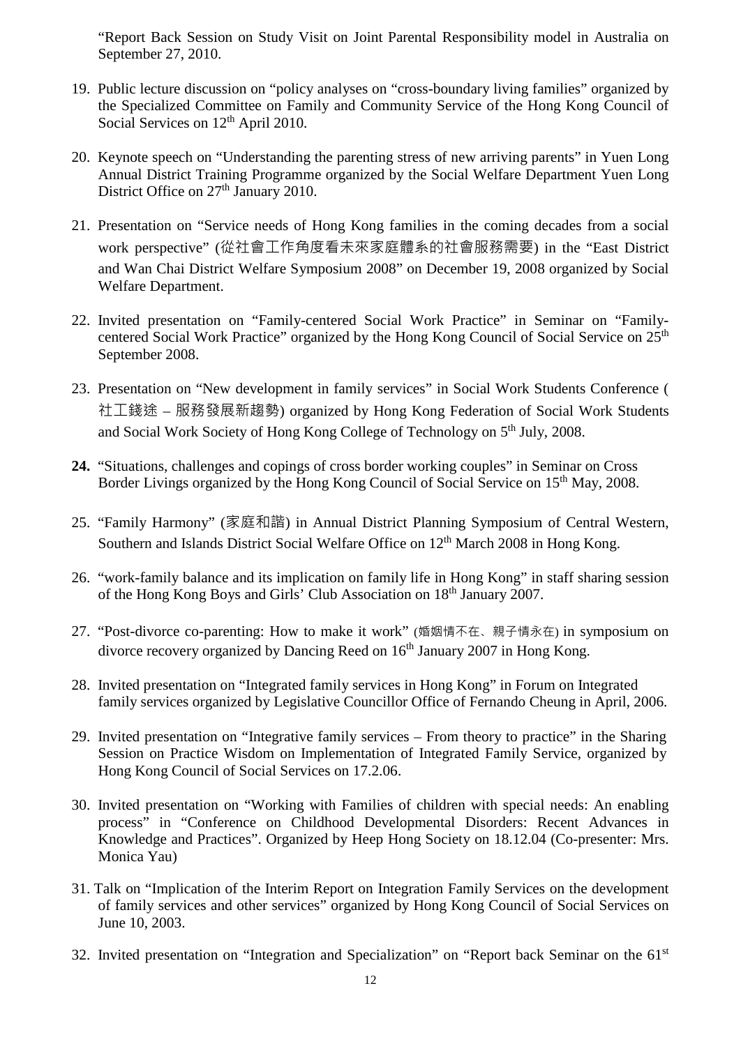"Report Back Session on Study Visit on Joint Parental Responsibility model in Australia on September 27, 2010.

19. Public lecture discussion on "policy analyses on "cross-boundary living families" organized by the Specialized Committee on Family and Community Service of the Hong Kong Council of Social Services on 12th April 2010.

20. Keynote speech on "Understanding the parenting stress of new arriving parents" in Yuen Long Annual District Training Programme organized by the Social Welfare Department Yuen Long District Office on 27th January 2010.

21. Presentation on "Service needs of Hong Kong families in the coming decades from a social work perspective" (從社會工作角度看未來家庭體系的社會服務需要) in the "East District and Wan Chai District Welfare Symposium 2008" on December 19, 2008 organized by Social Welfare Department.

22. Invited presentation on "Family-centered Social Work Practice" in Seminar on "Family-centered Social Work Practice" organized by the Hong Kong Council of Social Service on 25th September 2008.

23. Presentation on "New development in family services" in Social Work Students Conference (社工錢途 – 服務發展新趨勢) organized by Hong Kong Federation of Social Work Students and Social Work Society of Hong Kong College of Technology on 5th July, 2008.

24. "Situations, challenges and copings of cross border working couples" in Seminar on Cross Border Livings organized by the Hong Kong Council of Social Service on 15th May, 2008.

25. "Family Harmony" (家庭和諧) in Annual District Planning Symposium of Central Western, Southern and Islands District Social Welfare Office on 12th March 2008 in Hong Kong.

26. "work-family balance and its implication on family life in Hong Kong" in staff sharing session of the Hong Kong Boys and Girls' Club Association on 18th January 2007.

27. "Post-divorce co-parenting: How to make it work" (婚姻情不在、親子情永在) in symposium on divorce recovery organized by Dancing Reed on 16th January 2007 in Hong Kong.

28. Invited presentation on "Integrated family services in Hong Kong" in Forum on Integrated family services organized by Legislative Councillor Office of Fernando Cheung in April, 2006.

29. Invited presentation on "Integrative family services – From theory to practice" in the Sharing Session on Practice Wisdom on Implementation of Integrated Family Service, organized by Hong Kong Council of Social Services on 17.2.06.

30. Invited presentation on "Working with Families of children with special needs: An enabling process" in "Conference on Childhood Developmental Disorders: Recent Advances in Knowledge and Practices". Organized by Heep Hong Society on 18.12.04 (Co-presenter: Mrs. Monica Yau)

31. Talk on "Implication of the Interim Report on Integration Family Services on the development of family services and other services" organized by Hong Kong Council of Social Services on June 10, 2003.

32. Invited presentation on "Integration and Specialization" on "Report back Seminar on the 61st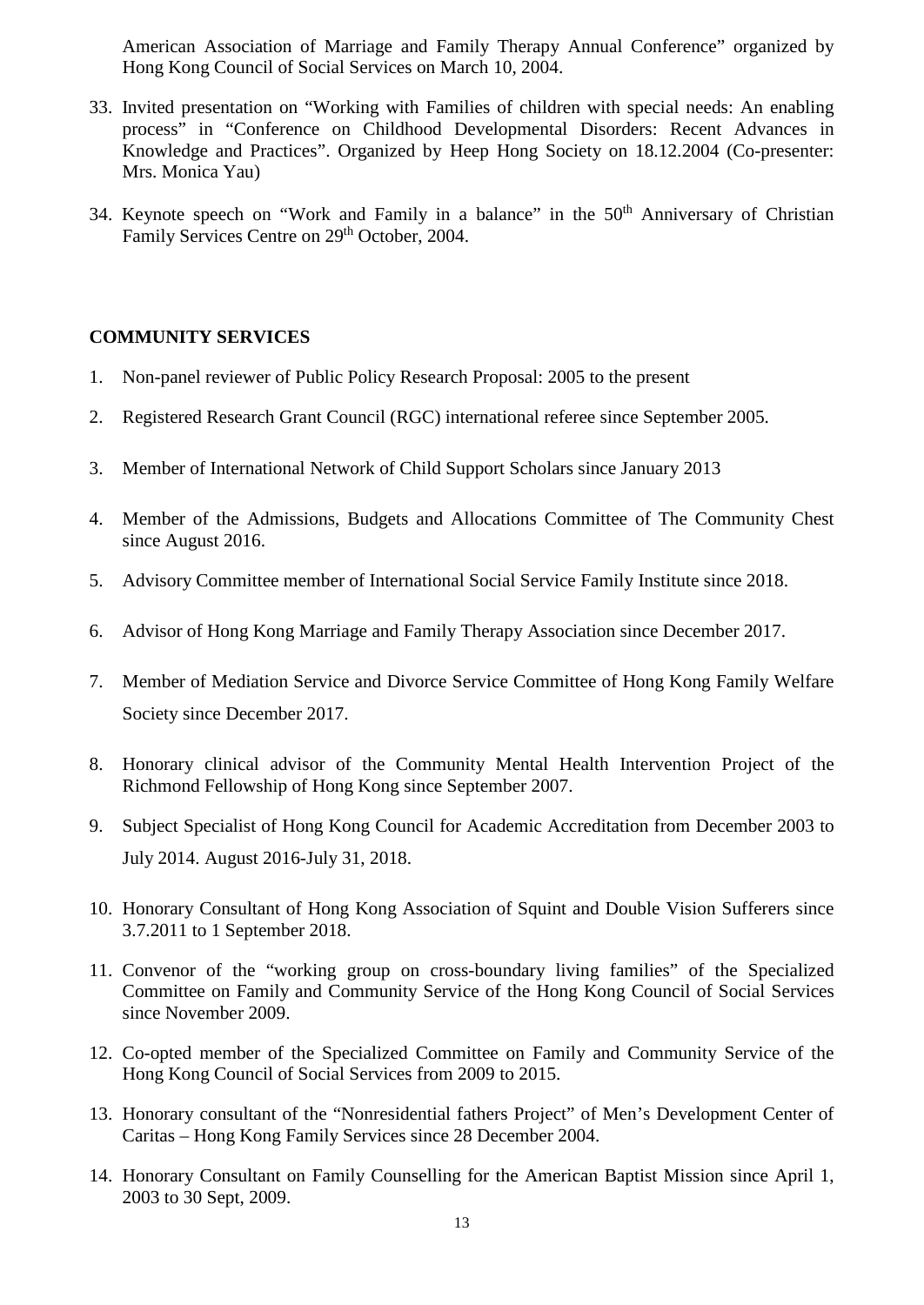American Association of Marriage and Family Therapy Annual Conference" organized by Hong Kong Council of Social Services on March 10, 2004.

33. Invited presentation on "Working with Families of children with special needs: An enabling process" in "Conference on Childhood Developmental Disorders: Recent Advances in Knowledge and Practices". Organized by Heep Hong Society on 18.12.2004 (Co-presenter: Mrs. Monica Yau)

34. Keynote speech on "Work and Family in a balance" in the 50th Anniversary of Christian Family Services Centre on 29th October, 2004.

**COMMUNITY SERVICES**

1. Non-panel reviewer of Public Policy Research Proposal: 2005 to the present

2. Registered Research Grant Council (RGC) international referee since September 2005.

3. Member of International Network of Child Support Scholars since January 2013

4. Member of the Admissions, Budgets and Allocations Committee of The Community Chest since August 2016.

5. Advisory Committee member of International Social Service Family Institute since 2018.

6. Advisor of Hong Kong Marriage and Family Therapy Association since December 2017.

7. Member of Mediation Service and Divorce Service Committee of Hong Kong Family Welfare Society since December 2017.

8. Honorary clinical advisor of the Community Mental Health Intervention Project of the Richmond Fellowship of Hong Kong since September 2007.

9. Subject Specialist of Hong Kong Council for Academic Accreditation from December 2003 to July 2014. August 2016-July 31, 2018.

10. Honorary Consultant of Hong Kong Association of Squint and Double Vision Sufferers since 3.7.2011 to 1 September 2018.

11. Convenor of the "working group on cross-boundary living families" of the Specialized Committee on Family and Community Service of the Hong Kong Council of Social Services since November 2009.

12. Co-opted member of the Specialized Committee on Family and Community Service of the Hong Kong Council of Social Services from 2009 to 2015.

13. Honorary consultant of the "Nonresidential fathers Project" of Men's Development Center of Caritas – Hong Kong Family Services since 28 December 2004.

14. Honorary Consultant on Family Counselling for the American Baptist Mission since April 1, 2003 to 30 Sept, 2009.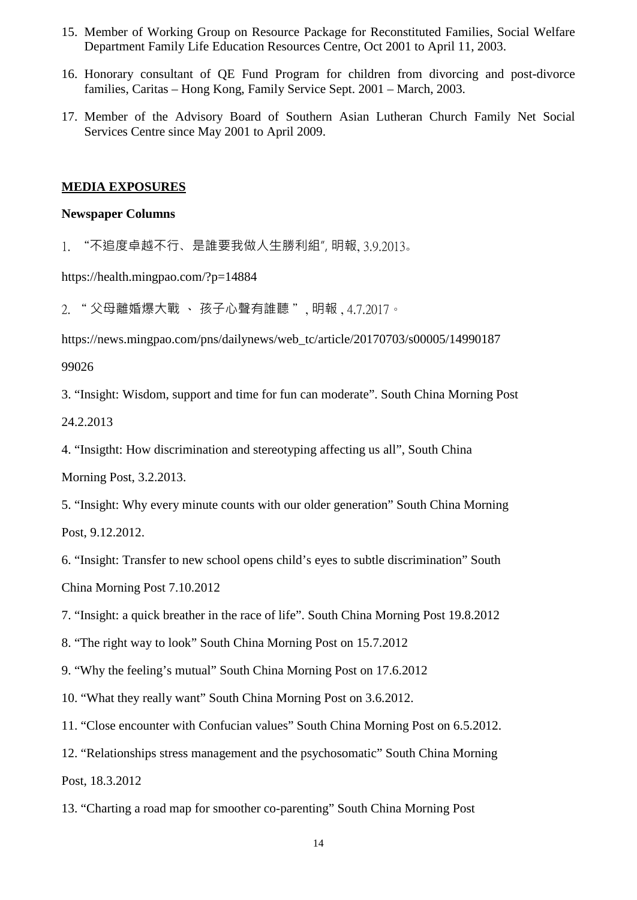15. Member of Working Group on Resource Package for Reconstituted Families, Social Welfare Department Family Life Education Resources Centre, Oct 2001 to April 11, 2003.

16. Honorary consultant of QE Fund Program for children from divorcing and post-divorce families, Caritas – Hong Kong, Family Service Sept. 2001 – March, 2003.

17. Member of the Advisory Board of Southern Asian Lutheran Church Family Net Social Services Centre since May 2001 to April 2009.

## MEDIA EXPOSURES

### Newspaper Columns

1. "不追度卓越不行、是誰要我做人生勝利組", 明報, 3.9.2013。

https://health.mingpao.com/?p=14884

2. " 父母離婚爆大戰 、 孩子心聲有誰聽 " , 明報 , 4.7.2017 。

https://news.mingpao.com/pns/dailynews/web_tc/article/20170703/s00005/14990187

99026

3. "Insight: Wisdom, support and time for fun can moderate". South China Morning Post

24.2.2013

4. "Insigtht: How discrimination and stereotyping affecting us all", South China

Morning Post, 3.2.2013.

5. "Insight: Why every minute counts with our older generation" South China Morning

Post, 9.12.2012.

6. "Insight: Transfer to new school opens child's eyes to subtle discrimination" South

China Morning Post 7.10.2012

7. "Insight: a quick breather in the race of life". South China Morning Post 19.8.2012

8. "The right way to look" South China Morning Post on 15.7.2012

9. "Why the feeling's mutual" South China Morning Post on 17.6.2012

10. "What they really want" South China Morning Post on 3.6.2012.

11. "Close encounter with Confucian values" South China Morning Post on 6.5.2012.

12. "Relationships stress management and the psychosomatic" South China Morning

Post, 18.3.2012

13. "Charting a road map for smoother co-parenting" South China Morning Post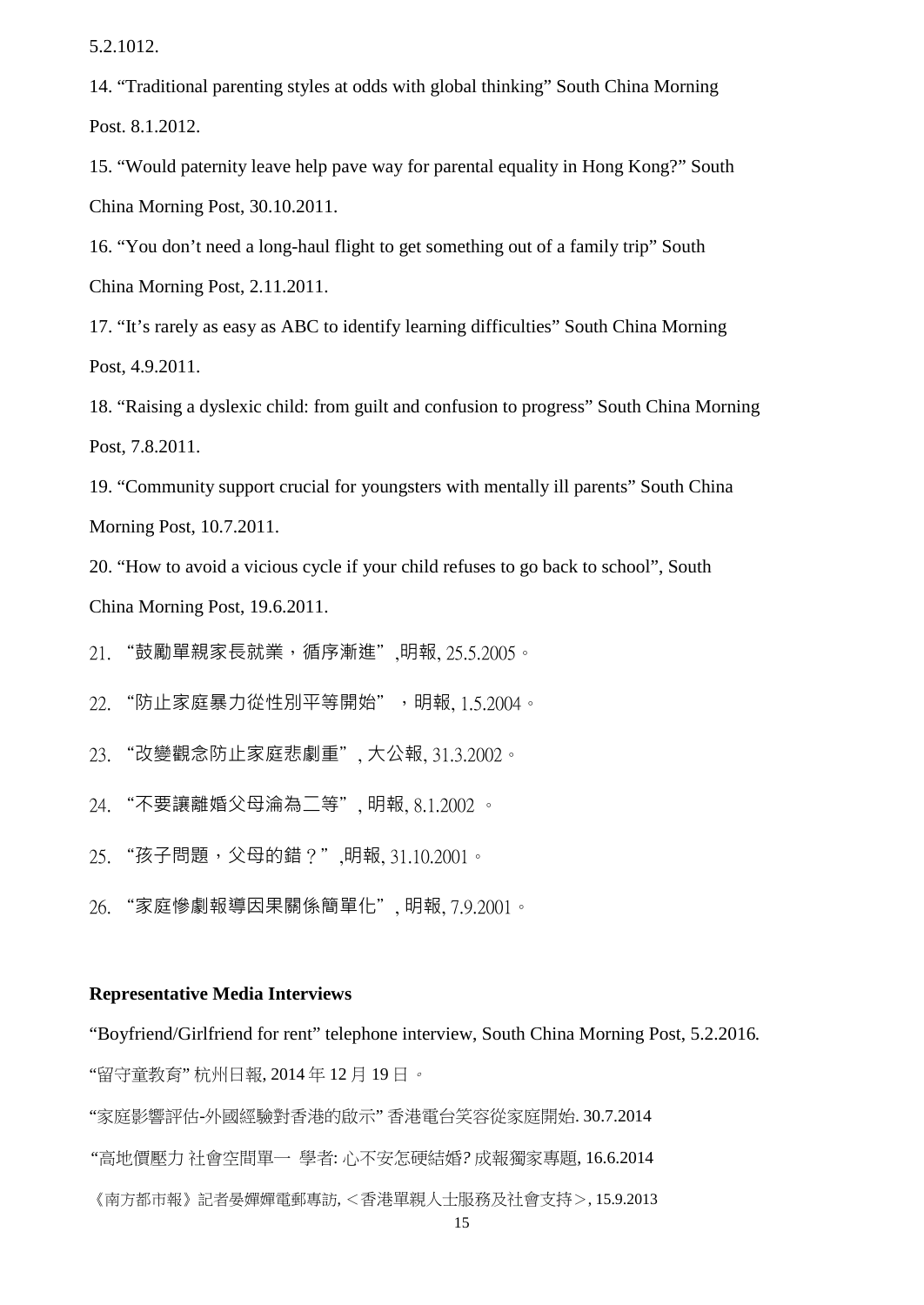5.2.1012.

14. “Traditional parenting styles at odds with global thinking” South China Morning Post. 8.1.2012.

15. “Would paternity leave help pave way for parental equality in Hong Kong?” South China Morning Post, 30.10.2011.

16. “You don’t need a long-haul flight to get something out of a family trip” South China Morning Post, 2.11.2011.

17. “It’s rarely as easy as ABC to identify learning difficulties” South China Morning Post, 4.9.2011.

18. “Raising a dyslexic child: from guilt and confusion to progress” South China Morning Post, 7.8.2011.

19. “Community support crucial for youngsters with mentally ill parents” South China Morning Post, 10.7.2011.

20. “How to avoid a vicious cycle if your child refuses to go back to school”, South China Morning Post, 19.6.2011.

21. “鼓勵單親家長就業，循序漸進”,明報, 25.5.2005。

22. “防止家庭暴力從性別平等開始” ，明報, 1.5.2004。

23. “改變觀念防止家庭悲劇重”, 大公報, 31.3.2002。

24. “不要讓離婚父母淪為二等”, 明報, 8.1.2002 。

25. “孩子問題，父母的錯？”,明報, 31.10.2001。

26. “家庭慘劇報導因果關係簡單化”, 明報, 7.9.2001。

**Representative Media Interviews**

“Boyfriend/Girlfriend for rent” telephone interview, South China Morning Post, 5.2.2016.

“留守童教育” 杭州日報, 2014 年 12 月 19 日。

“家庭影響評估-外國經驗對香港的啟示” 香港電台笑容從家庭開始. 30.7.2014

“高地價壓力 社會空間單一 學者: 心不安怎硬結婚? 成報獨家專題, 16.6.2014

《南方都市報》記者晏嬋嬋電郵專訪, ＜香港單親人士服務及社會支持＞, 15.9.2013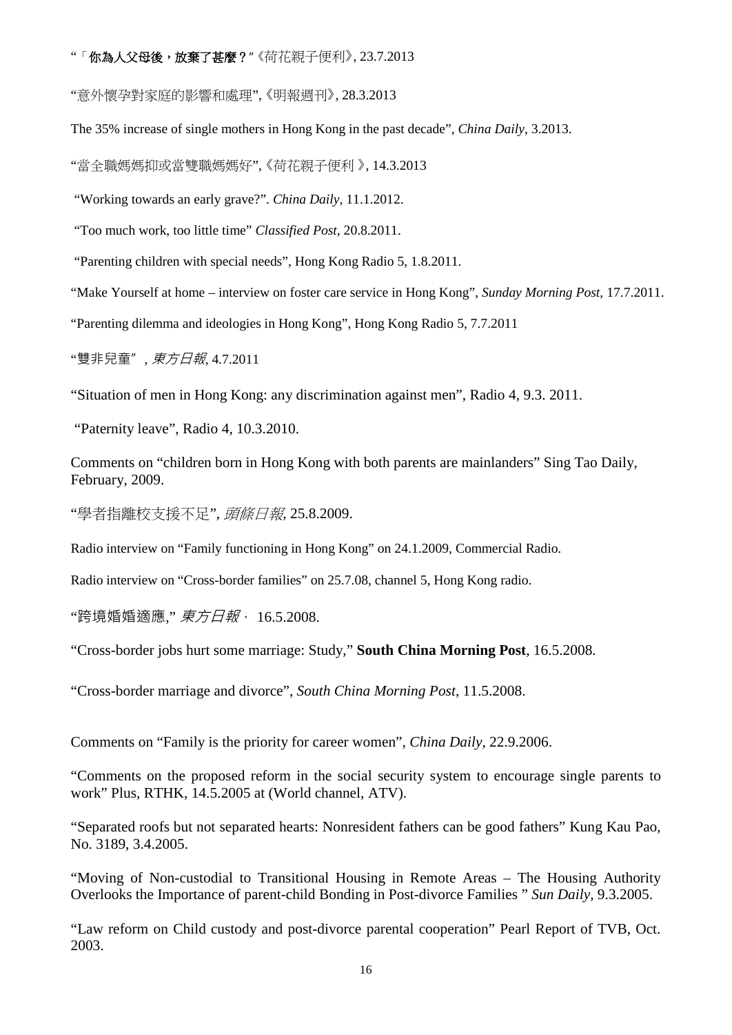"「**你為人父母後，放棄了甚麼？**"《荷花親子便利》, 23.7.2013

"意外懷孕對家庭的影響和處理",《明報週刊》, 28.3.2013

The 35% increase of single mothers in Hong Kong in the past decade", *China Daily*, 3.2013.

"當全職媽媽抑或當雙職媽媽好",《荷花親子便利 》, 14.3.2013

"Working towards an early grave?". *China Daily*, 11.1.2012.

"Too much work, too little time" *Classified Post*, 20.8.2011.

"Parenting children with special needs", Hong Kong Radio 5, 1.8.2011.

"Make Yourself at home – interview on foster care service in Hong Kong", *Sunday Morning Post*, 17.7.2011.

"Parenting dilemma and ideologies in Hong Kong", Hong Kong Radio 5, 7.7.2011

"雙非兒童", *東方日報*, 4.7.2011

"Situation of men in Hong Kong: any discrimination against men", Radio 4, 9.3. 2011.

"Paternity leave", Radio 4, 10.3.2010.

Comments on "children born in Hong Kong with both parents are mainlanders" Sing Tao Daily, February, 2009.

"學者指離校支援不足", *頭條日報*, 25.8.2009.

Radio interview on "Family functioning in Hong Kong" on 24.1.2009, Commercial Radio.

Radio interview on "Cross-border families" on 25.7.08, channel 5, Hong Kong radio.

"跨境婚婚適應," *東方日報*， 16.5.2008.

"Cross-border jobs hurt some marriage: Study," **South China Morning Post**, 16.5.2008.

"Cross-border marriage and divorce", *South China Morning Post*, 11.5.2008.

Comments on "Family is the priority for career women", *China Daily*, 22.9.2006.

"Comments on the proposed reform in the social security system to encourage single parents to work" Plus, RTHK, 14.5.2005 at (World channel, ATV).

"Separated roofs but not separated hearts: Nonresident fathers can be good fathers" Kung Kau Pao, No. 3189, 3.4.2005.

"Moving of Non-custodial to Transitional Housing in Remote Areas – The Housing Authority Overlooks the Importance of parent-child Bonding in Post-divorce Families " *Sun Daily*, 9.3.2005.

"Law reform on Child custody and post-divorce parental cooperation" Pearl Report of TVB, Oct. 2003.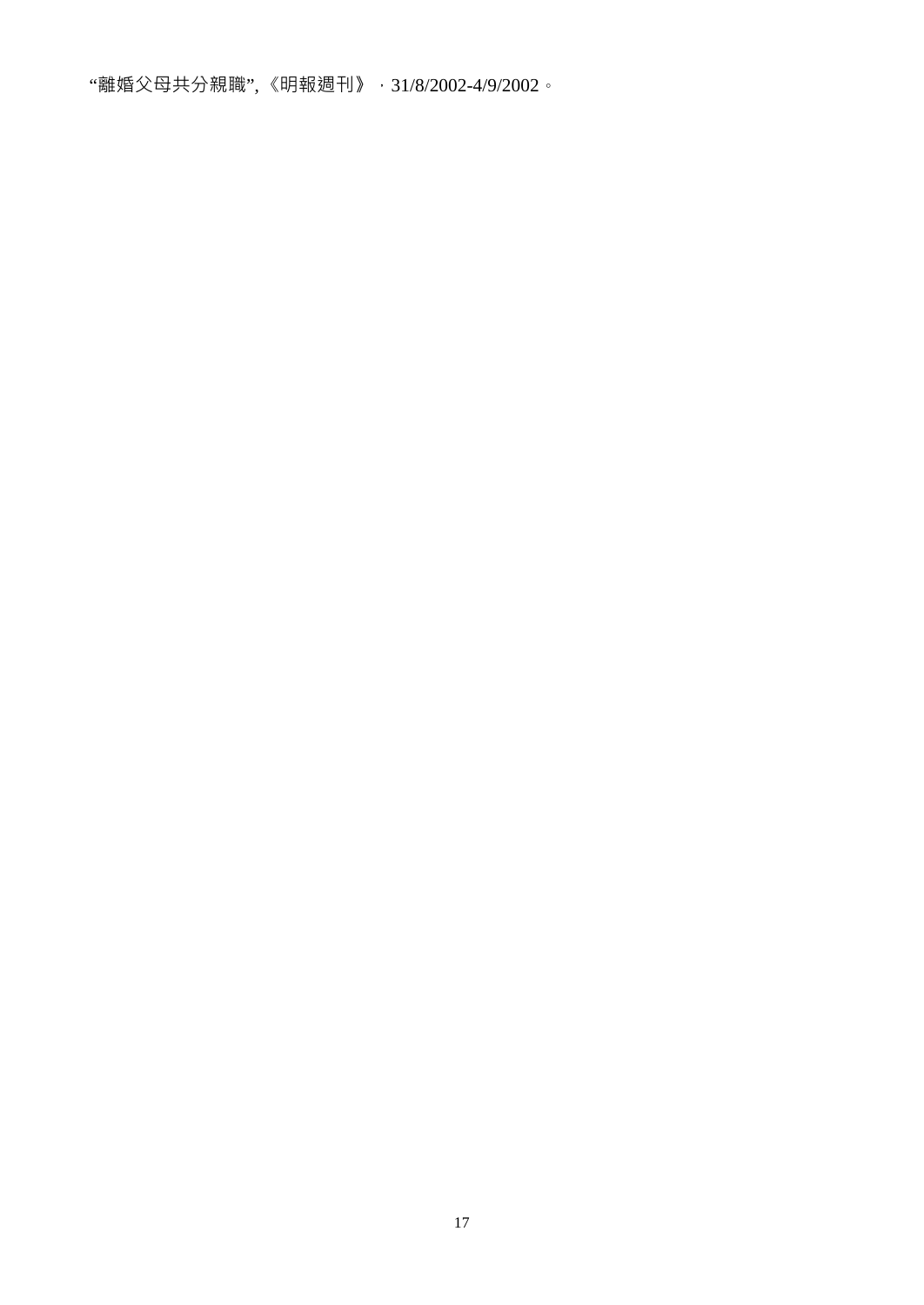“離婚父母共分親職”,《明報週刊》，31/8/2002-4/9/2002。